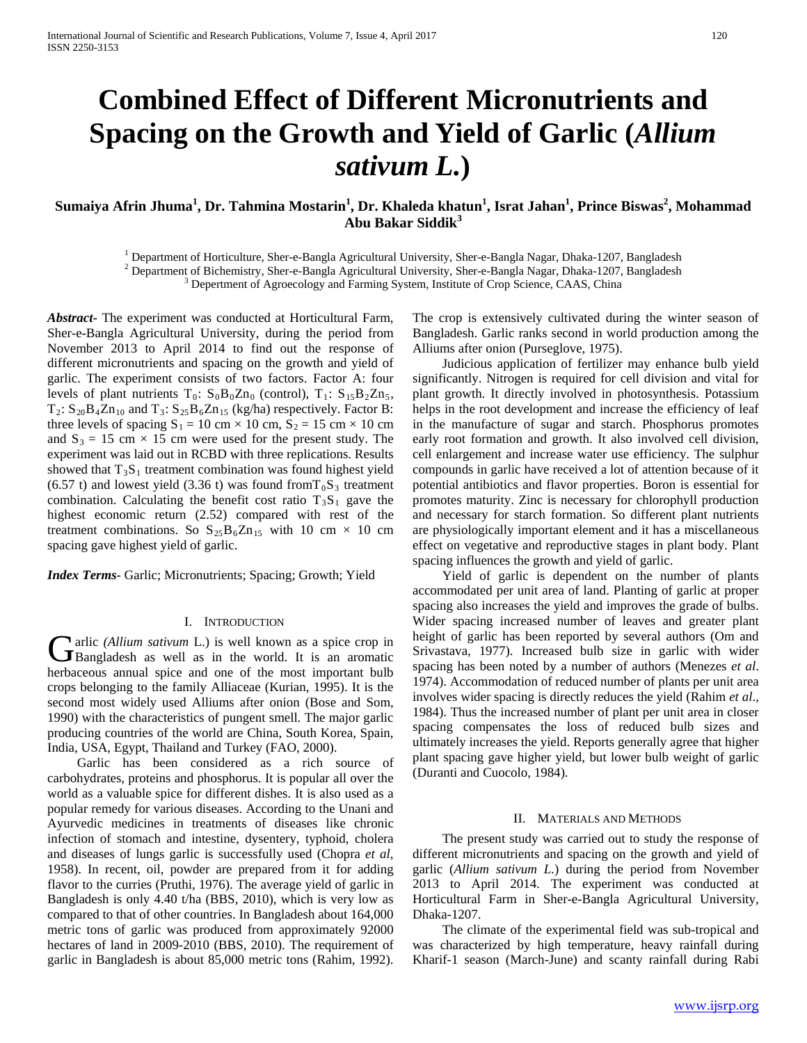# Combined Effect of Different Micronutrients and Spacing on the Growth and Yield of Garlic (*Allium sativum L.*)

**Sumaiya Afrin Jhuma[1], Dr. Tahmina Mostarin[1], Dr. Khaleda khatun[1], Israt Jahan[1], Prince Biswas[2], Mohammad Abu Bakar Siddik[3]**

[1] Department of Horticulture, Sher-e-Bangla Agricultural University, Sher-e-Bangla Nagar, Dhaka-1207, Bangladesh
[2] Department of Bichemistry, Sher-e-Bangla Agricultural University, Sher-e-Bangla Nagar, Dhaka-1207, Bangladesh
[3] Depertment of Agroecology and Farming System, Institute of Crop Science, CAAS, China

***Abstract-*** The experiment was conducted at Horticultural Farm, Sher-e-Bangla Agricultural University, during the period from November 2013 to April 2014 to find out the response of different micronutrients and spacing on the growth and yield of garlic. The experiment consists of two factors. Factor A: four levels of plant nutrients $T_0$: $S_0B_0Zn_0$ (control), $T_1$: $S_{15}B_2Zn_5$, $T_2$: $S_{20}B_4Zn_{10}$ and $T_3$: $S_{25}B_6Zn_{15}$ (kg/ha) respectively. Factor B: three levels of spacing $S_1$ = 10 cm × 10 cm, $S_2$ = 15 cm × 10 cm and $S_3$ = 15 cm × 15 cm were used for the present study. The experiment was laid out in RCBD with three replications. Results showed that $T_3S_1$ treatment combination was found highest yield (6.57 t) and lowest yield (3.36 t) was found from$T_0S_3$ treatment combination. Calculating the benefit cost ratio $T_3S_1$ gave the highest economic return (2.52) compared with rest of the treatment combinations. So $S_{25}B_6Zn_{15}$ with 10 cm × 10 cm spacing gave highest yield of garlic.

***Index Terms-*** Garlic; Micronutrients; Spacing; Growth; Yield

## I. Introduction

Garlic *(Allium sativum* L.) is well known as a spice crop in Bangladesh as well as in the world. It is an aromatic herbaceous annual spice and one of the most important bulb crops belonging to the family Alliaceae (Kurian, 1995). It is the second most widely used Alliums after onion (Bose and Som, 1990) with the characteristics of pungent smell. The major garlic producing countries of the world are China, South Korea, Spain, India, USA, Egypt, Thailand and Turkey (FAO, 2000).

Garlic has been considered as a rich source of carbohydrates, proteins and phosphorus. It is popular all over the world as a valuable spice for different dishes. It is also used as a popular remedy for various diseases. According to the Unani and Ayurvedic medicines in treatments of diseases like chronic infection of stomach and intestine, dysentery, typhoid, cholera and diseases of lungs garlic is successfully used (Chopra *et al*, 1958). In recent, oil, powder are prepared from it for adding flavor to the curries (Pruthi, 1976). The average yield of garlic in Bangladesh is only 4.40 t/ha (BBS, 2010), which is very low as compared to that of other countries. In Bangladesh about 164,000 metric tons of garlic was produced from approximately 92000 hectares of land in 2009-2010 (BBS, 2010). The requirement of garlic in Bangladesh is about 85,000 metric tons (Rahim, 1992). The crop is extensively cultivated during the winter season of Bangladesh. Garlic ranks second in world production among the Alliums after onion (Purseglove, 1975).

Judicious application of fertilizer may enhance bulb yield significantly. Nitrogen is required for cell division and vital for plant growth. It directly involved in photosynthesis. Potassium helps in the root development and increase the efficiency of leaf in the manufacture of sugar and starch. Phosphorus promotes early root formation and growth. It also involved cell division, cell enlargement and increase water use efficiency. The sulphur compounds in garlic have received a lot of attention because of it potential antibiotics and flavor properties. Boron is essential for promotes maturity. Zinc is necessary for chlorophyll production and necessary for starch formation. So different plant nutrients are physiologically important element and it has a miscellaneous effect on vegetative and reproductive stages in plant body. Plant spacing influences the growth and yield of garlic.

Yield of garlic is dependent on the number of plants accommodated per unit area of land. Planting of garlic at proper spacing also increases the yield and improves the grade of bulbs. Wider spacing increased number of leaves and greater plant height of garlic has been reported by several authors (Om and Srivastava, 1977). Increased bulb size in garlic with wider spacing has been noted by a number of authors (Menezes *et al*. 1974). Accommodation of reduced number of plants per unit area involves wider spacing is directly reduces the yield (Rahim *et al*., 1984). Thus the increased number of plant per unit area in closer spacing compensates the loss of reduced bulb sizes and ultimately increases the yield. Reports generally agree that higher plant spacing gave higher yield, but lower bulb weight of garlic (Duranti and Cuocolo, 1984).

## II. Materials and Methods

The present study was carried out to study the response of different micronutrients and spacing on the growth and yield of garlic (*Allium sativum L.*) during the period from November 2013 to April 2014. The experiment was conducted at Horticultural Farm in Sher-e-Bangla Agricultural University, Dhaka-1207.

The climate of the experimental field was sub-tropical and was characterized by high temperature, heavy rainfall during Kharif-1 season (March-June) and scanty rainfall during Rabi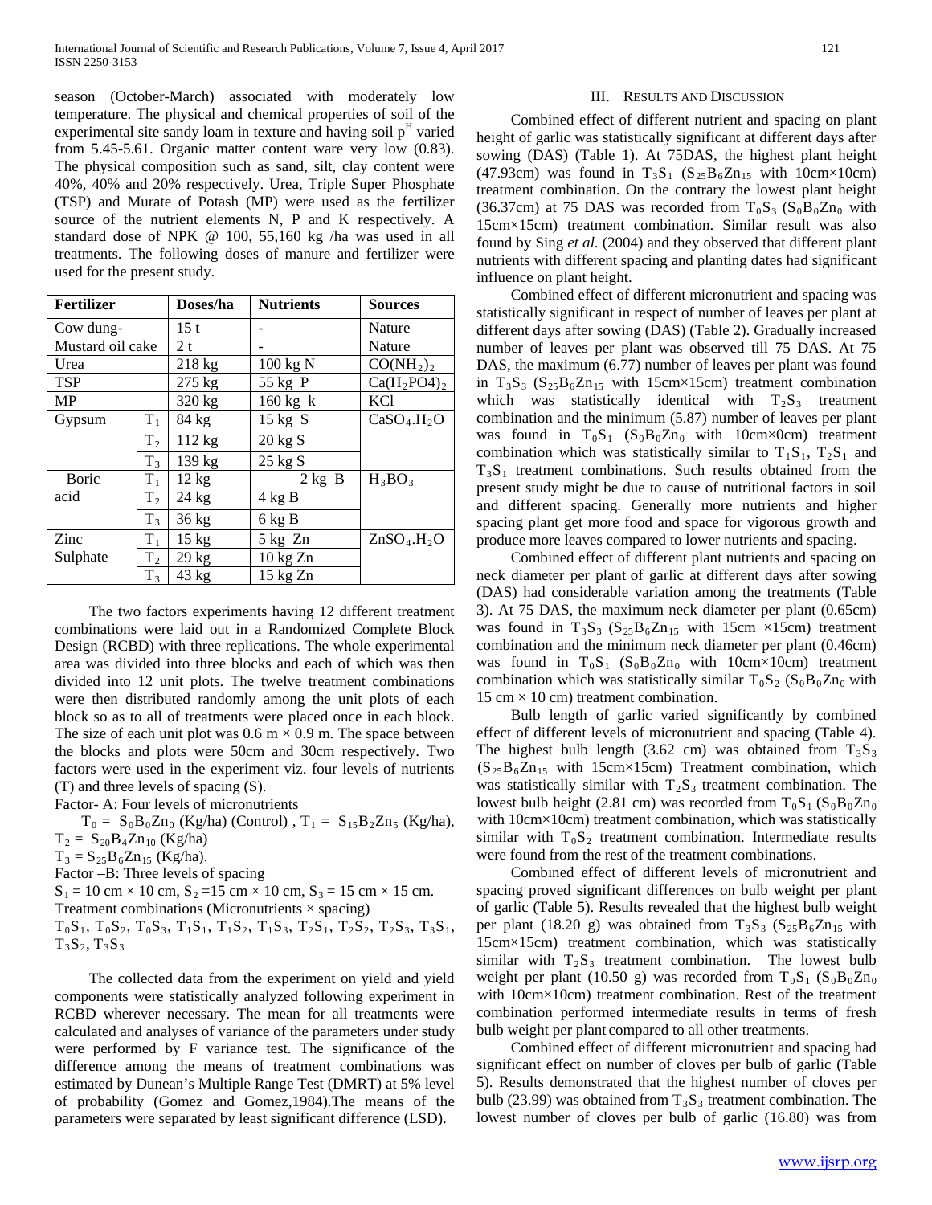season (October-March) associated with moderately low temperature. The physical and chemical properties of soil of the experimental site sandy loam in texture and having soil $p^H$ varied from 5.45-5.61. Organic matter content ware very low (0.83). The physical composition such as sand, silt, clay content were 40%, 40% and 20% respectively. Urea, Triple Super Phosphate (TSP) and Murate of Potash (MP) were used as the fertilizer source of the nutrient elements N, P and K respectively. A standard dose of NPK @ 100, 55,160 kg /ha was used in all treatments. The following doses of manure and fertilizer were used for the present study.

| Fertilizer | | Doses/ha | Nutrients | Sources |
|---|---|---|---|---|
| Cow dung- | | 15 t | - | Nature |
| Mustard oil cake | | 2 t | - | Nature |
| Urea | | 218 kg | 100 kg N | $CO(NH_2)_2$ |
| TSP | | 275 kg | 55 kg P | $Ca(H_2PO4)_2$ |
| MP | | 320 kg | 160 kg k | KCl |
| Gypsum | $T_1$ | 84 kg | 15 kg S | $CaSO_4.H_2O$ |
| | $T_2$ | 112 kg | 20 kg S | |
| | $T_3$ | 139 kg | 25 kg S | |
| Boric acid | $T_1$ | 12 kg | 2 kg B | $H_3BO_3$ |
| | $T_2$ | 24 kg | 4 kg B | |
| | $T_3$ | 36 kg | 6 kg B | |
| Zinc Sulphate | $T_1$ | 15 kg | 5 kg Zn | $ZnSO_4.H_2O$ |
| | $T_2$ | 29 kg | 10 kg Zn | |
| | $T_3$ | 43 kg | 15 kg Zn | |

The two factors experiments having 12 different treatment combinations were laid out in a Randomized Complete Block Design (RCBD) with three replications. The whole experimental area was divided into three blocks and each of which was then divided into 12 unit plots. The twelve treatment combinations were then distributed randomly among the unit plots of each block so as to all of treatments were placed once in each block. The size of each unit plot was 0.6 m × 0.9 m. The space between the blocks and plots were 50cm and 30cm respectively. Two factors were used in the experiment viz. four levels of nutrients (T) and three levels of spacing (S).

Factor- A: Four levels of micronutrients

$T_0 = S_0B_0Zn_0$ (Kg/ha) (Control) , $T_1 = S_{15}B_2Zn_5$ (Kg/ha), $T_2 = S_{20}B_4Zn_{10}$ (Kg/ha)

$T_3 = S_{25}B_6Zn_{15}$ (Kg/ha).

Factor –B: Three levels of spacing

$S_1$ = 10 cm × 10 cm, $S_2$ =15 cm × 10 cm, $S_3$ = 15 cm × 15 cm.

Treatment combinations (Micronutrients × spacing)

$T_0S_1$, $T_0S_2$, $T_0S_3$, $T_1S_1$, $T_1S_2$, $T_1S_3$, $T_2S_1$, $T_2S_2$, $T_2S_3$, $T_3S_1$, $T_3S_2$, $T_3S_3$

The collected data from the experiment on yield and yield components were statistically analyzed following experiment in RCBD wherever necessary. The mean for all treatments were calculated and analyses of variance of the parameters under study were performed by F variance test. The significance of the difference among the means of treatment combinations was estimated by Dunean's Multiple Range Test (DMRT) at 5% level of probability (Gomez and Gomez,1984).The means of the parameters were separated by least significant difference (LSD).

## III. Results and Discussion

Combined effect of different nutrient and spacing on plant height of garlic was statistically significant at different days after sowing (DAS) (Table 1). At 75DAS, the highest plant height (47.93cm) was found in $T_3S_1$ ($S_{25}B_6Zn_{15}$ with 10cm×10cm) treatment combination. On the contrary the lowest plant height (36.37cm) at 75 DAS was recorded from $T_0S_3$ ($S_0B_0Zn_0$ with 15cm×15cm) treatment combination. Similar result was also found by Sing *et al.* (2004) and they observed that different plant nutrients with different spacing and planting dates had significant influence on plant height.

Combined effect of different micronutrient and spacing was statistically significant in respect of number of leaves per plant at different days after sowing (DAS) (Table 2). Gradually increased number of leaves per plant was observed till 75 DAS. At 75 DAS, the maximum (6.77) number of leaves per plant was found in $T_3S_3$ ($S_{25}B_6Zn_{15}$ with 15cm×15cm) treatment combination which was statistically identical with $T_2S_3$ treatment combination and the minimum (5.87) number of leaves per plant was found in $T_0S_1$ ($S_0B_0Zn_0$ with 10cm×0cm) treatment combination which was statistically similar to $T_1S_1$, $T_2S_1$ and $T_3S_1$ treatment combinations. Such results obtained from the present study might be due to cause of nutritional factors in soil and different spacing. Generally more nutrients and higher spacing plant get more food and space for vigorous growth and produce more leaves compared to lower nutrients and spacing.

Combined effect of different plant nutrients and spacing on neck diameter per plant of garlic at different days after sowing (DAS) had considerable variation among the treatments (Table 3). At 75 DAS, the maximum neck diameter per plant (0.65cm) was found in $T_3S_3$ ($S_{25}B_6Zn_{15}$ with 15cm ×15cm) treatment combination and the minimum neck diameter per plant (0.46cm) was found in $T_0S_1$ ($S_0B_0Zn_0$ with 10cm×10cm) treatment combination which was statistically similar $T_0S_2$ ($S_0B_0Zn_0$ with 15 cm × 10 cm) treatment combination.

Bulb length of garlic varied significantly by combined effect of different levels of micronutrient and spacing (Table 4). The highest bulb length (3.62 cm) was obtained from $T_3S_3$ ($S_{25}B_6Zn_{15}$ with 15cm×15cm) Treatment combination, which was statistically similar with $T_2S_3$ treatment combination. The lowest bulb height (2.81 cm) was recorded from $T_0S_1$ ($S_0B_0Zn_0$ with 10cm×10cm) treatment combination, which was statistically similar with $T_0S_2$ treatment combination. Intermediate results were found from the rest of the treatment combinations.

Combined effect of different levels of micronutrient and spacing proved significant differences on bulb weight per plant of garlic (Table 5). Results revealed that the highest bulb weight per plant (18.20 g) was obtained from $T_3S_3$ ($S_{25}B_6Zn_{15}$ with 15cm×15cm) treatment combination, which was statistically similar with $T_2S_3$ treatment combination. The lowest bulb weight per plant (10.50 g) was recorded from $T_0S_1$ ($S_0B_0Zn_0$ with 10cm×10cm) treatment combination. Rest of the treatment combination performed intermediate results in terms of fresh bulb weight per plant compared to all other treatments.

Combined effect of different micronutrient and spacing had significant effect on number of cloves per bulb of garlic (Table 5). Results demonstrated that the highest number of cloves per bulb (23.99) was obtained from $T_3S_3$ treatment combination. The lowest number of cloves per bulb of garlic (16.80) was from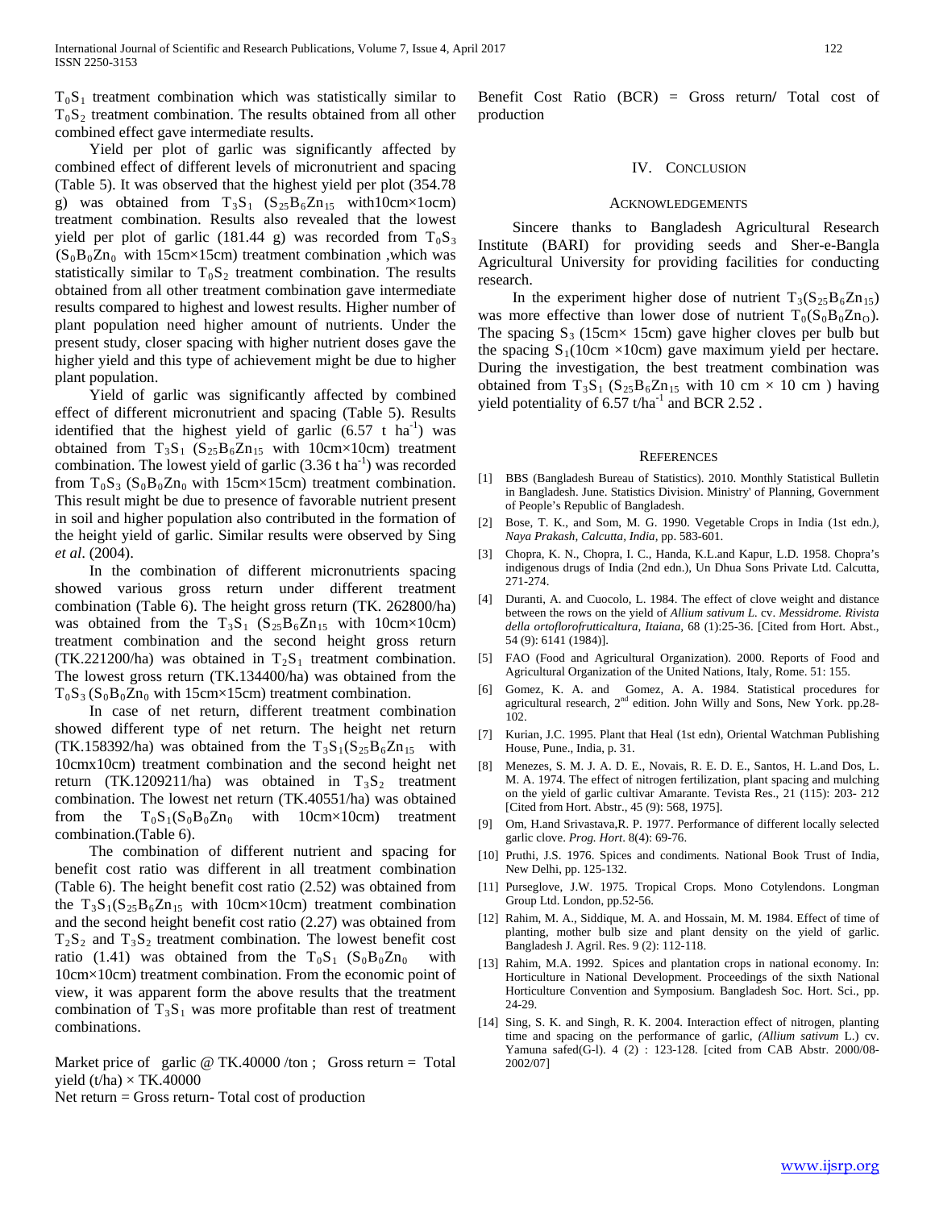$T_0S_1$ treatment combination which was statistically similar to $T_0S_2$ treatment combination. The results obtained from all other combined effect gave intermediate results.

Yield per plot of garlic was significantly affected by combined effect of different levels of micronutrient and spacing (Table 5). It was observed that the highest yield per plot (354.78 g) was obtained from $T_3S_1$ ($S_{25}B_6Zn_{15}$ with10cm×1ocm) treatment combination. Results also revealed that the lowest yield per plot of garlic (181.44 g) was recorded from $T_0S_3$ ($S_0B_0Zn_0$ with 15cm×15cm) treatment combination ,which was statistically similar to $T_0S_2$ treatment combination. The results obtained from all other treatment combination gave intermediate results compared to highest and lowest results. Higher number of plant population need higher amount of nutrients. Under the present study, closer spacing with higher nutrient doses gave the higher yield and this type of achievement might be due to higher plant population.

Yield of garlic was significantly affected by combined effect of different micronutrient and spacing (Table 5). Results identified that the highest yield of garlic (6.57 t $ha^{-1}$) was obtained from $T_3S_1$ ($S_{25}B_6Zn_{15}$ with 10cm×10cm) treatment combination. The lowest yield of garlic (3.36 t $ha^{-1}$) was recorded from $T_0S_3$ ($S_0B_0Zn_0$ with 15cm×15cm) treatment combination. This result might be due to presence of favorable nutrient present in soil and higher population also contributed in the formation of the height yield of garlic. Similar results were observed by Sing *et al.* (2004).

In the combination of different micronutrients spacing showed various gross return under different treatment combination (Table 6). The height gross return (TK. 262800/ha) was obtained from the $T_3S_1$ ($S_{25}B_6Zn_{15}$ with 10cm×10cm) treatment combination and the second height gross return (TK.221200/ha) was obtained in $T_2S_1$ treatment combination. The lowest gross return (TK.134400/ha) was obtained from the $T_0S_3$ ($S_0B_0Zn_0$ with 15cm×15cm) treatment combination.

In case of net return, different treatment combination showed different type of net return. The height net return (TK.158392/ha) was obtained from the $T_3S_1$($S_{25}B_6Zn_{15}$ with 10cmx10cm) treatment combination and the second height net return (TK.1209211/ha) was obtained in $T_3S_2$ treatment combination. The lowest net return (TK.40551/ha) was obtained from the $T_0S_1$($S_0B_0Zn_0$ with 10cm×10cm) treatment combination.(Table 6).

The combination of different nutrient and spacing for benefit cost ratio was different in all treatment combination (Table 6). The height benefit cost ratio (2.52) was obtained from the $T_3S_1$($S_{25}B_6Zn_{15}$ with 10cm×10cm) treatment combination and the second height benefit cost ratio (2.27) was obtained from $T_2S_2$ and $T_3S_2$ treatment combination. The lowest benefit cost ratio (1.41) was obtained from the $T_0S_1$ ($S_0B_0Zn_0$ with 10cm×10cm) treatment combination. From the economic point of view, it was apparent form the above results that the treatment combination of $T_3S_1$ was more profitable than rest of treatment combinations.

Market price of garlic @ TK.40000 /ton ; Gross return = Total yield (t/ha) × TK.40000

Net return = Gross return- Total cost of production

Benefit Cost Ratio (BCR) = Gross return/ Total cost of production

## IV. Conclusion

### Acknowledgements

Sincere thanks to Bangladesh Agricultural Research Institute (BARI) for providing seeds and Sher-e-Bangla Agricultural University for providing facilities for conducting research.

In the experiment higher dose of nutrient $T_3(S_{25}B_6Zn_{15})$ was more effective than lower dose of nutrient $T_0(S_0B_0Zn_O)$. The spacing $S_3$ (15cm× 15cm) gave higher cloves per bulb but the spacing $S_1$(10cm ×10cm) gave maximum yield per hectare. During the investigation, the best treatment combination was obtained from $T_3S_1$ ($S_{25}B_6Zn_{15}$ with 10 cm × 10 cm ) having yield potentiality of 6.57 t/$ha^{-1}$ and BCR 2.52 .

### References

[1] BBS (Bangladesh Bureau of Statistics). 2010. Monthly Statistical Bulletin in Bangladesh. June. Statistics Division. Ministry' of Planning, Government of People's Republic of Bangladesh.

[2] Bose, T. K., and Som, M. G. 1990. Vegetable Crops in India (1st edn*.), Naya Prakash, Calcutta, India,* pp. 583-601.

[3] Chopra, K. N., Chopra, I. C., Handa, K.L.and Kapur, L.D. 1958. Chopra's indigenous drugs of India (2nd edn.), Un Dhua Sons Private Ltd. Calcutta, 271-274.

[4] Duranti, A. and Cuocolo, L. 1984. The effect of clove weight and distance between the rows on the yield of *Allium sativum L.* cv. *Messidrome. Rivista della ortoflorofrutticaltura, Itaiana,* 68 (1):25-36. [Cited from Hort. Abst., 54 (9): 6141 (1984)].

[5] FAO (Food and Agricultural Organization). 2000. Reports of Food and Agricultural Organization of the United Nations, Italy, Rome. 51: 155.

[6] Gomez, K. A. and Gomez, A. A. 1984. Statistical procedures for agricultural research, 2nd edition. John Willy and Sons, New York. pp.28-102.

[7] Kurian, J.C. 1995. Plant that Heal (1st edn), Oriental Watchman Publishing House, Pune., India, p. 31.

[8] Menezes, S. M. J. A. D. E., Novais, R. E. D. E., Santos, H. L.and Dos, L. M. A. 1974. The effect of nitrogen fertilization, plant spacing and mulching on the yield of garlic cultivar Amarante. Tevista Res., 21 (115): 203- 212 [Cited from Hort. Abstr., 45 (9): 568, 1975].

[9] Om, H.and Srivastava,R. P. 1977. Performance of different locally selected garlic clove. *Prog. Hort*. 8(4): 69-76.

[10] Pruthi, J.S. 1976. Spices and condiments. National Book Trust of India, New Delhi, pp. 125-132.

[11] Purseglove, J.W. 1975. Tropical Crops. Mono Cotylendons. Longman Group Ltd. London, pp.52-56.

[12] Rahim, M. A., Siddique, M. A. and Hossain, M. M. 1984. Effect of time of planting, mother bulb size and plant density on the yield of garlic. Bangladesh J. Agril. Res. 9 (2): 112-118.

[13] Rahim, M.A. 1992. Spices and plantation crops in national economy. In: Horticulture in National Development. Proceedings of the sixth National Horticulture Convention and Symposium. Bangladesh Soc. Hort. Sci., pp. 24-29.

[14] Sing, S. K. and Singh, R. K. 2004. Interaction effect of nitrogen, planting time and spacing on the performance of garlic, *(Allium sativum* L.) cv. Yamuna safed(G-l). 4 (2) : 123-128. [cited from CAB Abstr. 2000/08-2002/07]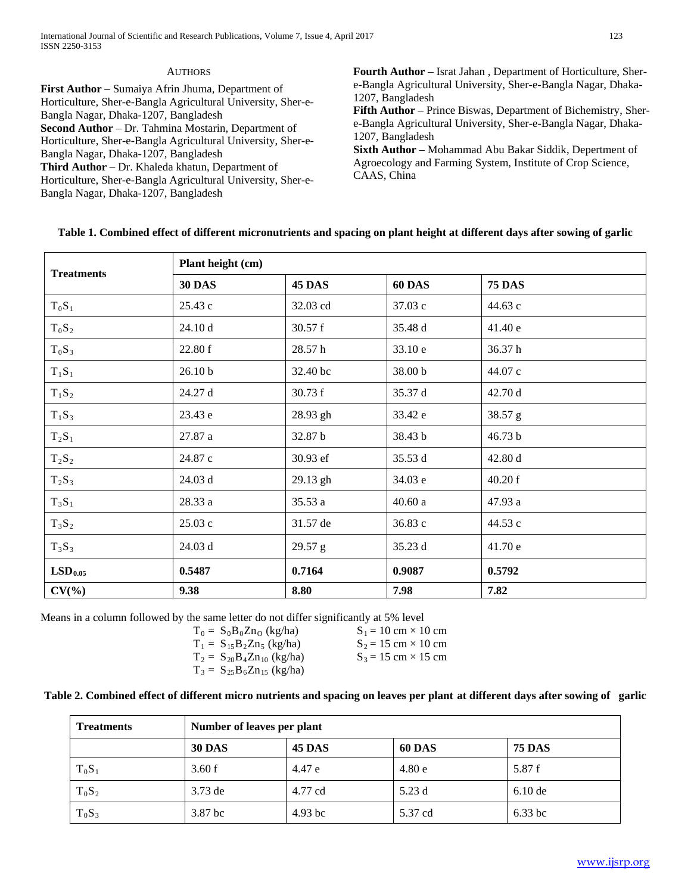### AUTHORS

**First Author** – Sumaiya Afrin Jhuma, Department of Horticulture, Sher-e-Bangla Agricultural University, Sher-e-Bangla Nagar, Dhaka-1207, Bangladesh
**Second Author** – Dr. Tahmina Mostarin, Department of Horticulture, Sher-e-Bangla Agricultural University, Sher-e-Bangla Nagar, Dhaka-1207, Bangladesh
**Third Author** – Dr. Khaleda khatun, Department of Horticulture, Sher-e-Bangla Agricultural University, Sher-e-Bangla Nagar, Dhaka-1207, Bangladesh
**Fourth Author** – Israt Jahan , Department of Horticulture, Sher-e-Bangla Agricultural University, Sher-e-Bangla Nagar, Dhaka-1207, Bangladesh
**Fifth Author** – Prince Biswas, Department of Bichemistry, Sher-e-Bangla Agricultural University, Sher-e-Bangla Nagar, Dhaka-1207, Bangladesh
**Sixth Author** – Mohammad Abu Bakar Siddik, Depertment of Agroecology and Farming System, Institute of Crop Science, CAAS, China

**Table 1. Combined effect of different micronutrients and spacing on plant height at different days after sowing of garlic**

| Treatments | Plant height (cm) | | | |
|---|---|---|---|---|
| | **30 DAS** | **45 DAS** | **60 DAS** | **75 DAS** |
| $T_0S_1$ | 25.43 c | 32.03 cd | 37.03 c | 44.63 c |
| $T_0S_2$ | 24.10 d | 30.57 f | 35.48 d | 41.40 e |
| $T_0S_3$ | 22.80 f | 28.57 h | 33.10 e | 36.37 h |
| $T_1S_1$ | 26.10 b | 32.40 bc | 38.00 b | 44.07 c |
| $T_1S_2$ | 24.27 d | 30.73 f | 35.37 d | 42.70 d |
| $T_1S_3$ | 23.43 e | 28.93 gh | 33.42 e | 38.57 g |
| $T_2S_1$ | 27.87 a | 32.87 b | 38.43 b | 46.73 b |
| $T_2S_2$ | 24.87 c | 30.93 ef | 35.53 d | 42.80 d |
| $T_2S_3$ | 24.03 d | 29.13 gh | 34.03 e | 40.20 f |
| $T_3S_1$ | 28.33 a | 35.53 a | 40.60 a | 47.93 a |
| $T_3S_2$ | 25.03 c | 31.57 de | 36.83 c | 44.53 c |
| $T_3S_3$ | 24.03 d | 29.57 g | 35.23 d | 41.70 e |
| **$LSD_{0.05}$** | **0.5487** | **0.7164** | **0.9087** | **0.5792** |
| **CV(%)** | **9.38** | **8.80** | **7.98** | **7.82** |

Means in a column followed by the same letter do not differ significantly at 5% level

$T_0 = S_0B_0Zn_0$ (kg/ha)    $S_1 = 10$ cm × 10 cm
$T_1 = S_{15}B_2Zn_5$ (kg/ha)    $S_2 = 15$ cm × 10 cm
$T_2 = S_{20}B_4Zn_{10}$ (kg/ha)    $S_3 = 15$ cm × 15 cm
$T_3 = S_{25}B_6Zn_{15}$ (kg/ha)

**Table 2. Combined effect of different micro nutrients and spacing on leaves per plant at different days after sowing of garlic**

| Treatments | Number of leaves per plant | | | |
|---|---|---|---|---|
| | **30 DAS** | **45 DAS** | **60 DAS** | **75 DAS** |
| $T_0S_1$ | 3.60 f | 4.47 e | 4.80 e | 5.87 f |
| $T_0S_2$ | 3.73 de | 4.77 cd | 5.23 d | 6.10 de |
| $T_0S_3$ | 3.87 bc | 4.93 bc | 5.37 cd | 6.33 bc |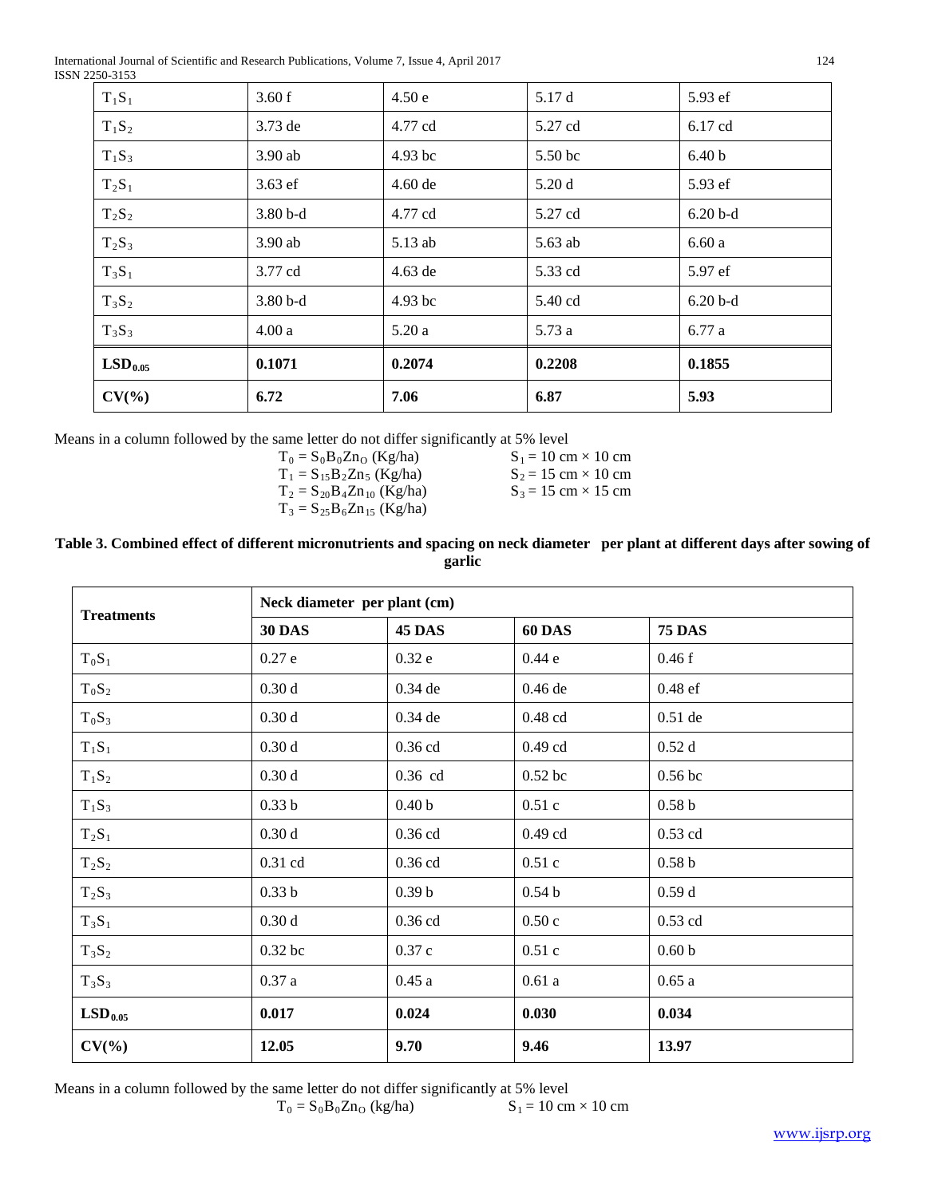| | | | | |
|---|---|---|---|---|
| $T_1S_1$ | 3.60 f | 4.50 e | 5.17 d | 5.93 ef |
| $T_1S_2$ | 3.73 de | 4.77 cd | 5.27 cd | 6.17 cd |
| $T_1S_3$ | 3.90 ab | 4.93 bc | 5.50 bc | 6.40 b |
| $T_2S_1$ | 3.63 ef | 4.60 de | 5.20 d | 5.93 ef |
| $T_2S_2$ | 3.80 b-d | 4.77 cd | 5.27 cd | 6.20 b-d |
| $T_2S_3$ | 3.90 ab | 5.13 ab | 5.63 ab | 6.60 a |
| $T_3S_1$ | 3.77 cd | 4.63 de | 5.33 cd | 5.97 ef |
| $T_3S_2$ | 3.80 b-d | 4.93 bc | 5.40 cd | 6.20 b-d |
| $T_3S_3$ | 4.00 a | 5.20 a | 5.73 a | 6.77 a |
| **$LSD_{0.05}$** | **0.1071** | **0.2074** | **0.2208** | **0.1855** |
| **CV(%)** | **6.72** | **7.06** | **6.87** | **5.93** |

Means in a column followed by the same letter do not differ significantly at 5% level

$T_0 = S_0B_0Zn_O$ (Kg/ha) $S_1 = 10$ cm × 10 cm
$T_1 = S_{15}B_2Zn_5$ (Kg/ha) $S_2 = 15$ cm × 10 cm
$T_2 = S_{20}B_4Zn_{10}$ (Kg/ha) $S_3 = 15$ cm × 15 cm
$T_3 = S_{25}B_6Zn_{15}$ (Kg/ha)

**Table 3. Combined effect of different micronutrients and spacing on neck diameter per plant at different days after sowing of garlic**

| Treatments | Neck diameter per plant (cm) | | | |
|---|---|---|---|---|
| | **30 DAS** | **45 DAS** | **60 DAS** | **75 DAS** |
| $T_0S_1$ | 0.27 e | 0.32 e | 0.44 e | 0.46 f |
| $T_0S_2$ | 0.30 d | 0.34 de | 0.46 de | 0.48 ef |
| $T_0S_3$ | 0.30 d | 0.34 de | 0.48 cd | 0.51 de |
| $T_1S_1$ | 0.30 d | 0.36 cd | 0.49 cd | 0.52 d |
| $T_1S_2$ | 0.30 d | 0.36 cd | 0.52 bc | 0.56 bc |
| $T_1S_3$ | 0.33 b | 0.40 b | 0.51 c | 0.58 b |
| $T_2S_1$ | 0.30 d | 0.36 cd | 0.49 cd | 0.53 cd |
| $T_2S_2$ | 0.31 cd | 0.36 cd | 0.51 c | 0.58 b |
| $T_2S_3$ | 0.33 b | 0.39 b | 0.54 b | 0.59 d |
| $T_3S_1$ | 0.30 d | 0.36 cd | 0.50 c | 0.53 cd |
| $T_3S_2$ | 0.32 bc | 0.37 c | 0.51 c | 0.60 b |
| $T_3S_3$ | 0.37 a | 0.45 a | 0.61 a | 0.65 a |
| **$LSD_{0.05}$** | **0.017** | **0.024** | **0.030** | **0.034** |
| **CV(%)** | **12.05** | **9.70** | **9.46** | **13.97** |

Means in a column followed by the same letter do not differ significantly at 5% level

$T_0 = S_0B_0Zn_O$ (kg/ha) $S_1 = 10$ cm × 10 cm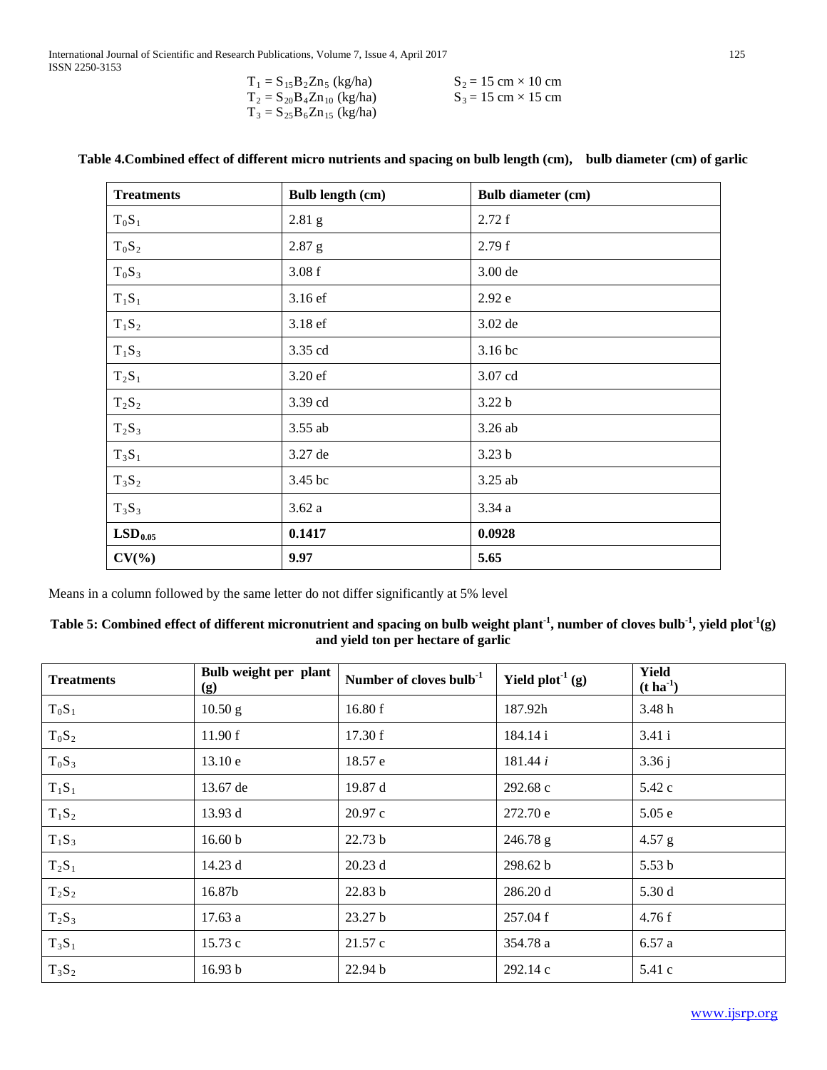$T_1 = S_{15}B_2Zn_5$ (kg/ha)   $S_2$ = 15 cm × 10 cm
$T_2 = S_{20}B_4Zn_{10}$ (kg/ha)   $S_3$ = 15 cm × 15 cm
$T_3 = S_{25}B_6Zn_{15}$ (kg/ha)

**Table 4.Combined effect of different micro nutrients and spacing on bulb length (cm), bulb diameter (cm) of garlic**

| Treatments | Bulb length (cm) | Bulb diameter (cm) |
|---|---|---|
| $T_0S_1$ | 2.81 g | 2.72 f |
| $T_0S_2$ | 2.87 g | 2.79 f |
| $T_0S_3$ | 3.08 f | 3.00 de |
| $T_1S_1$ | 3.16 ef | 2.92 e |
| $T_1S_2$ | 3.18 ef | 3.02 de |
| $T_1S_3$ | 3.35 cd | 3.16 bc |
| $T_2S_1$ | 3.20 ef | 3.07 cd |
| $T_2S_2$ | 3.39 cd | 3.22 b |
| $T_2S_3$ | 3.55 ab | 3.26 ab |
| $T_3S_1$ | 3.27 de | 3.23 b |
| $T_3S_2$ | 3.45 bc | 3.25 ab |
| $T_3S_3$ | 3.62 a | 3.34 a |
| **$LSD_{0.05}$** | **0.1417** | **0.0928** |
| **CV(%)** | **9.97** | **5.65** |

Means in a column followed by the same letter do not differ significantly at 5% level

**Table 5: Combined effect of different micronutrient and spacing on bulb weight plant$^{-1}$, number of cloves bulb$^{-1}$, yield plot$^{-1}$(g) and yield ton per hectare of garlic**

| Treatments | Bulb weight per plant (g) | Number of cloves bulb$^{-1}$ | Yield plot$^{-1}$ (g) | Yield (t ha$^{-1}$) |
|---|---|---|---|---|
| $T_0S_1$ | 10.50 g | 16.80 f | 187.92h | 3.48 h |
| $T_0S_2$ | 11.90 f | 17.30 f | 184.14 i | 3.41 i |
| $T_0S_3$ | 13.10 e | 18.57 e | 181.44 *i* | 3.36 j |
| $T_1S_1$ | 13.67 de | 19.87 d | 292.68 c | 5.42 c |
| $T_1S_2$ | 13.93 d | 20.97 c | 272.70 e | 5.05 e |
| $T_1S_3$ | 16.60 b | 22.73 b | 246.78 g | 4.57 g |
| $T_2S_1$ | 14.23 d | 20.23 d | 298.62 b | 5.53 b |
| $T_2S_2$ | 16.87b | 22.83 b | 286.20 d | 5.30 d |
| $T_2S_3$ | 17.63 a | 23.27 b | 257.04 f | 4.76 f |
| $T_3S_1$ | 15.73 c | 21.57 c | 354.78 a | 6.57 a |
| $T_3S_2$ | 16.93 b | 22.94 b | 292.14 c | 5.41 c |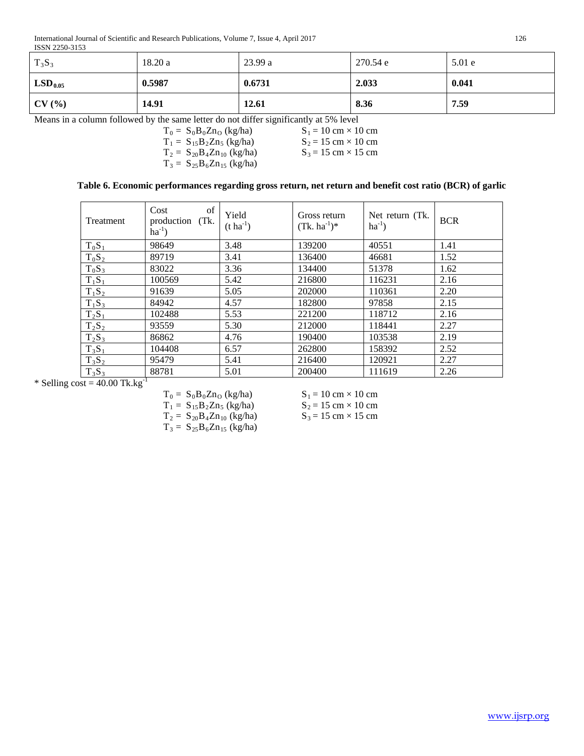| | | | | |
|---|---|---|---|---|
| $T_3S_3$ | 18.20 a | 23.99 a | 270.54 e | 5.01 e |
| **$LSD_{0.05}$** | **0.5987** | **0.6731** | **2.033** | **0.041** |
| **CV (%)** | **14.91** | **12.61** | **8.36** | **7.59** |

Means in a column followed by the same letter do not differ significantly at 5% level

$T_0 = S_0B_0Zn_O$ (kg/ha) $S_1 = 10$ cm × 10 cm
$T_1 = S_{15}B_2Zn_5$ (kg/ha) $S_2 = 15$ cm × 10 cm
$T_2 = S_{20}B_4Zn_{10}$ (kg/ha) $S_3 = 15$ cm × 15 cm
$T_3 = S_{25}B_6Zn_{15}$ (kg/ha)

**Table 6. Economic performances regarding gross return, net return and benefit cost ratio (BCR) of garlic**

| Treatment | Cost of production (Tk. $ha^{-1}$) | Yield (t $ha^{-1}$) | Gross return (Tk. $ha^{-1}$)* | Net return (Tk. $ha^{-1}$) | BCR |
|---|---|---|---|---|---|
| $T_0S_1$ | 98649 | 3.48 | 139200 | 40551 | 1.41 |
| $T_0S_2$ | 89719 | 3.41 | 136400 | 46681 | 1.52 |
| $T_0S_3$ | 83022 | 3.36 | 134400 | 51378 | 1.62 |
| $T_1S_1$ | 100569 | 5.42 | 216800 | 116231 | 2.16 |
| $T_1S_2$ | 91639 | 5.05 | 202000 | 110361 | 2.20 |
| $T_1S_3$ | 84942 | 4.57 | 182800 | 97858 | 2.15 |
| $T_2S_1$ | 102488 | 5.53 | 221200 | 118712 | 2.16 |
| $T_2S_2$ | 93559 | 5.30 | 212000 | 118441 | 2.27 |
| $T_2S_3$ | 86862 | 4.76 | 190400 | 103538 | 2.19 |
| $T_3S_1$ | 104408 | 6.57 | 262800 | 158392 | 2.52 |
| $T_3S_2$ | 95479 | 5.41 | 216400 | 120921 | 2.27 |
| $T_3S_3$ | 88781 | 5.01 | 200400 | 111619 | 2.26 |

* Selling cost = 40.00 Tk.$kg^{-1}$

$T_0 = S_0B_0Zn_O$ (kg/ha) $S_1 = 10$ cm × 10 cm
$T_1 = S_{15}B_2Zn_5$ (kg/ha) $S_2 = 15$ cm × 10 cm
$T_2 = S_{20}B_4Zn_{10}$ (kg/ha) $S_3 = 15$ cm × 15 cm
$T_3 = S_{25}B_6Zn_{15}$ (kg/ha)